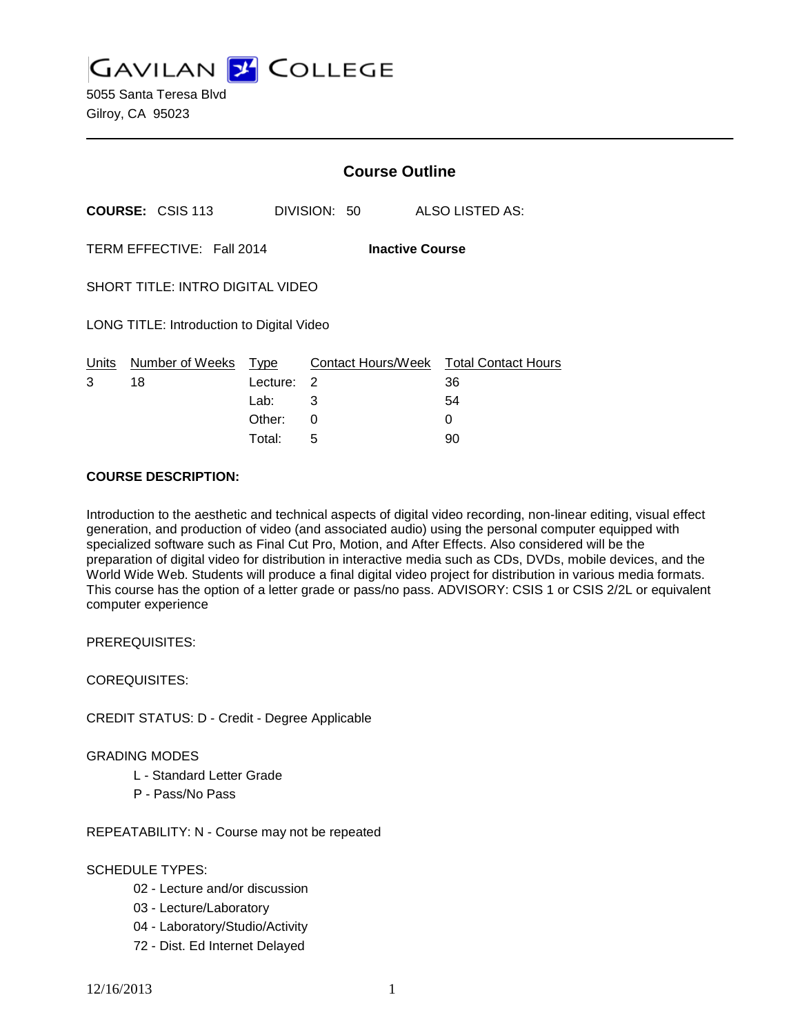# GAVILAN COLLEGE

5055 Santa Teresa Blvd
Gilroy, CA 95023

## Course Outline

**COURSE:** CSIS 113 DIVISION: 50 ALSO LISTED AS:

TERM EFFECTIVE: Fall 2014 **Inactive Course**

SHORT TITLE: INTRO DIGITAL VIDEO

LONG TITLE: Introduction to Digital Video

| Units | Number of Weeks | Type | Contact Hours/Week | Total Contact Hours |
|---|---|---|---|---|
| 3 | 18 | Lecture: | 2 | 36 |
| | | Lab: | 3 | 54 |
| | | Other: | 0 | 0 |
| | | Total: | 5 | 90 |

**COURSE DESCRIPTION:**

Introduction to the aesthetic and technical aspects of digital video recording, non-linear editing, visual effect generation, and production of video (and associated audio) using the personal computer equipped with specialized software such as Final Cut Pro, Motion, and After Effects. Also considered will be the preparation of digital video for distribution in interactive media such as CDs, DVDs, mobile devices, and the World Wide Web. Students will produce a final digital video project for distribution in various media formats. This course has the option of a letter grade or pass/no pass. ADVISORY: CSIS 1 or CSIS 2/2L or equivalent computer experience

PREREQUISITES:

COREQUISITES:

CREDIT STATUS: D - Credit - Degree Applicable

GRADING MODES

- L - Standard Letter Grade
- P - Pass/No Pass

REPEATABILITY: N - Course may not be repeated

SCHEDULE TYPES:

- 02 - Lecture and/or discussion
- 03 - Lecture/Laboratory
- 04 - Laboratory/Studio/Activity
- 72 - Dist. Ed Internet Delayed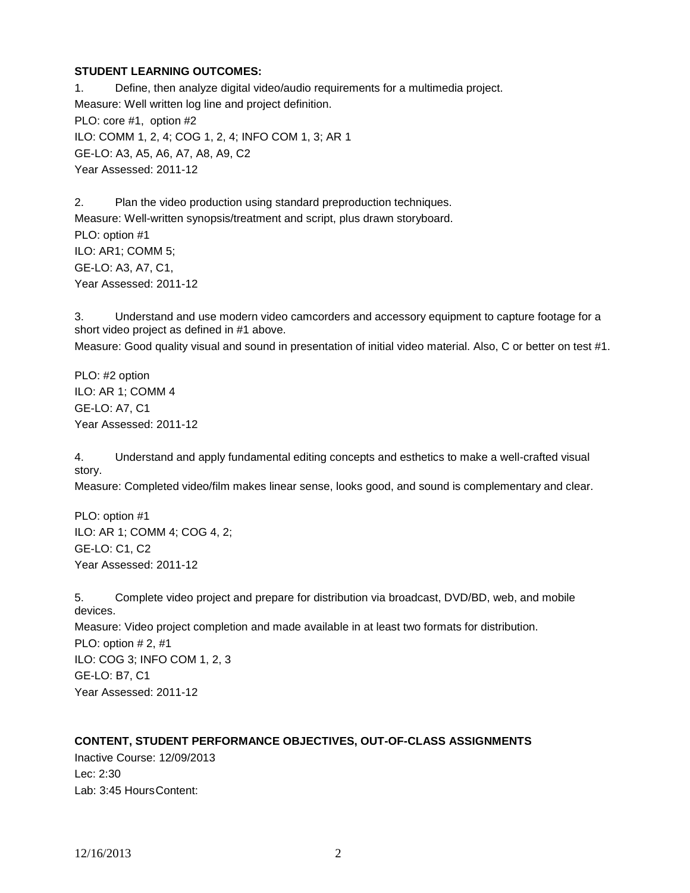**STUDENT LEARNING OUTCOMES:**

1. Define, then analyze digital video/audio requirements for a multimedia project.

Measure: Well written log line and project definition.
PLO: core #1, option #2
ILO: COMM 1, 2, 4; COG 1, 2, 4; INFO COM 1, 3; AR 1
GE-LO: A3, A5, A6, A7, A8, A9, C2
Year Assessed: 2011-12

2. Plan the video production using standard preproduction techniques.

Measure: Well-written synopsis/treatment and script, plus drawn storyboard.
PLO: option #1
ILO: AR1; COMM 5;
GE-LO: A3, A7, C1,
Year Assessed: 2011-12

3. Understand and use modern video camcorders and accessory equipment to capture footage for a short video project as defined in #1 above.

Measure: Good quality visual and sound in presentation of initial video material. Also, C or better on test #1.

PLO: #2 option
ILO: AR 1; COMM 4
GE-LO: A7, C1
Year Assessed: 2011-12

4. Understand and apply fundamental editing concepts and esthetics to make a well-crafted visual story.

Measure: Completed video/film makes linear sense, looks good, and sound is complementary and clear.

PLO: option #1
ILO: AR 1; COMM 4; COG 4, 2;
GE-LO: C1, C2
Year Assessed: 2011-12

5. Complete video project and prepare for distribution via broadcast, DVD/BD, web, and mobile devices.

Measure: Video project completion and made available in at least two formats for distribution.
PLO: option # 2, #1
ILO: COG 3; INFO COM 1, 2, 3
GE-LO: B7, C1
Year Assessed: 2011-12

**CONTENT, STUDENT PERFORMANCE OBJECTIVES, OUT-OF-CLASS ASSIGNMENTS**

Inactive Course: 12/09/2013
Lec: 2:30
Lab: 3:45 HoursContent: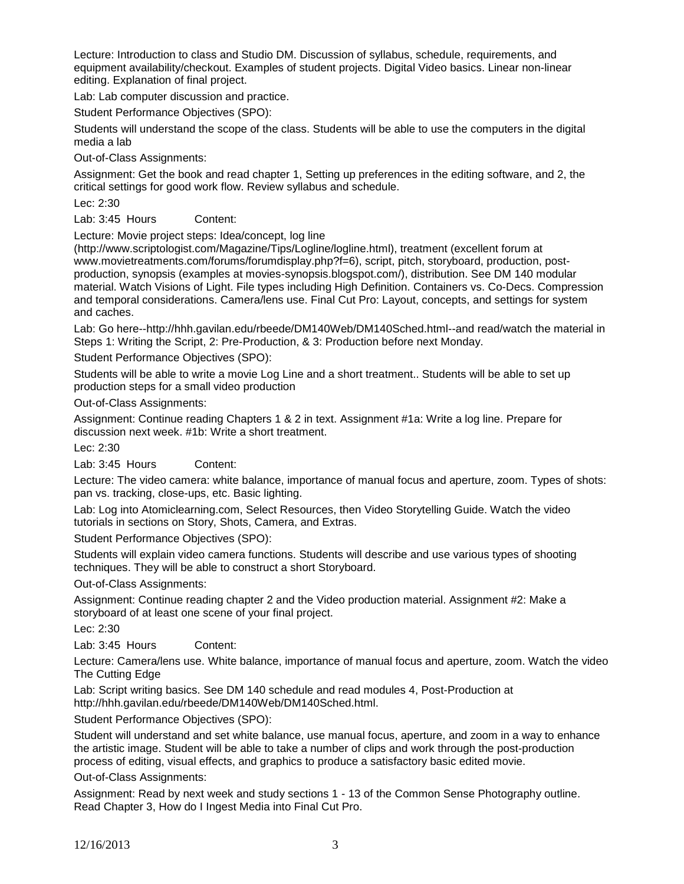Lecture: Introduction to class and Studio DM. Discussion of syllabus, schedule, requirements, and equipment availability/checkout. Examples of student projects. Digital Video basics. Linear non-linear editing. Explanation of final project.

Lab: Lab computer discussion and practice.

Student Performance Objectives (SPO):

Students will understand the scope of the class. Students will be able to use the computers in the digital media a lab

Out-of-Class Assignments:

Assignment: Get the book and read chapter 1, Setting up preferences in the editing software, and 2, the critical settings for good work flow. Review syllabus and schedule.

Lec: 2:30

Lab: 3:45 Hours Content:

Lecture: Movie project steps: Idea/concept, log line (http://www.scriptologist.com/Magazine/Tips/Logline/logline.html), treatment (excellent forum at www.movietreatments.com/forums/forumdisplay.php?f=6), script, pitch, storyboard, production, post-production, synopsis (examples at movies-synopsis.blogspot.com/), distribution. See DM 140 modular material. Watch Visions of Light. File types including High Definition. Containers vs. Co-Decs. Compression and temporal considerations. Camera/lens use. Final Cut Pro: Layout, concepts, and settings for system and caches.

Lab: Go here--http://hhh.gavilan.edu/rbeede/DM140Web/DM140Sched.html--and read/watch the material in Steps 1: Writing the Script, 2: Pre-Production, & 3: Production before next Monday.

Student Performance Objectives (SPO):

Students will be able to write a movie Log Line and a short treatment.. Students will be able to set up production steps for a small video production

Out-of-Class Assignments:

Assignment: Continue reading Chapters 1 & 2 in text. Assignment #1a: Write a log line. Prepare for discussion next week. #1b: Write a short treatment.

Lec: 2:30

Lab: 3:45 Hours Content:

Lecture: The video camera: white balance, importance of manual focus and aperture, zoom. Types of shots: pan vs. tracking, close-ups, etc. Basic lighting.

Lab: Log into Atomiclearning.com, Select Resources, then Video Storytelling Guide. Watch the video tutorials in sections on Story, Shots, Camera, and Extras.

Student Performance Objectives (SPO):

Students will explain video camera functions. Students will describe and use various types of shooting techniques. They will be able to construct a short Storyboard.

Out-of-Class Assignments:

Assignment: Continue reading chapter 2 and the Video production material. Assignment #2: Make a storyboard of at least one scene of your final project.

Lec: 2:30

Lab: 3:45 Hours Content:

Lecture: Camera/lens use. White balance, importance of manual focus and aperture, zoom. Watch the video The Cutting Edge

Lab: Script writing basics. See DM 140 schedule and read modules 4, Post-Production at http://hhh.gavilan.edu/rbeede/DM140Web/DM140Sched.html.

Student Performance Objectives (SPO):

Student will understand and set white balance, use manual focus, aperture, and zoom in a way to enhance the artistic image. Student will be able to take a number of clips and work through the post-production process of editing, visual effects, and graphics to produce a satisfactory basic edited movie.

Out-of-Class Assignments:

Assignment: Read by next week and study sections 1 - 13 of the Common Sense Photography outline. Read Chapter 3, How do I Ingest Media into Final Cut Pro.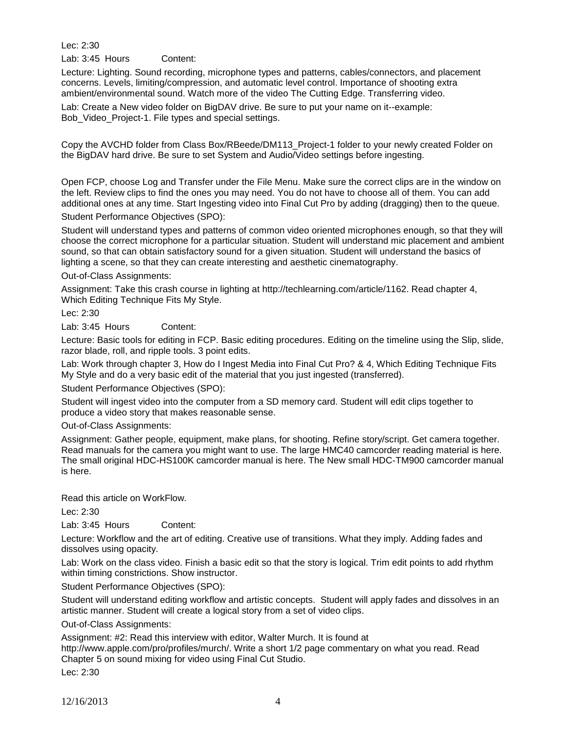Lec: 2:30

Lab: 3:45 Hours Content:

Lecture: Lighting. Sound recording, microphone types and patterns, cables/connectors, and placement concerns. Levels, limiting/compression, and automatic level control. Importance of shooting extra ambient/environmental sound. Watch more of the video The Cutting Edge. Transferring video.

Lab: Create a New video folder on BigDAV drive. Be sure to put your name on it--example: Bob_Video_Project-1. File types and special settings.

Copy the AVCHD folder from Class Box/RBeede/DM113_Project-1 folder to your newly created Folder on the BigDAV hard drive. Be sure to set System and Audio/Video settings before ingesting.

Open FCP, choose Log and Transfer under the File Menu. Make sure the correct clips are in the window on the left. Review clips to find the ones you may need. You do not have to choose all of them. You can add additional ones at any time. Start Ingesting video into Final Cut Pro by adding (dragging) then to the queue.

Student Performance Objectives (SPO):

Student will understand types and patterns of common video oriented microphones enough, so that they will choose the correct microphone for a particular situation. Student will understand mic placement and ambient sound, so that can obtain satisfactory sound for a given situation. Student will understand the basics of lighting a scene, so that they can create interesting and aesthetic cinematography.

Out-of-Class Assignments:

Assignment: Take this crash course in lighting at http://techlearning.com/article/1162. Read chapter 4, Which Editing Technique Fits My Style.

Lec: 2:30

Lab: 3:45 Hours Content:

Lecture: Basic tools for editing in FCP. Basic editing procedures. Editing on the timeline using the Slip, slide, razor blade, roll, and ripple tools. 3 point edits.

Lab: Work through chapter 3, How do I Ingest Media into Final Cut Pro? & 4, Which Editing Technique Fits My Style and do a very basic edit of the material that you just ingested (transferred).

Student Performance Objectives (SPO):

Student will ingest video into the computer from a SD memory card. Student will edit clips together to produce a video story that makes reasonable sense.

Out-of-Class Assignments:

Assignment: Gather people, equipment, make plans, for shooting. Refine story/script. Get camera together. Read manuals for the camera you might want to use. The large HMC40 camcorder reading material is here. The small original HDC-HS100K camcorder manual is here. The New small HDC-TM900 camcorder manual is here.

Read this article on WorkFlow.

Lec: 2:30

Lab: 3:45 Hours Content:

Lecture: Workflow and the art of editing. Creative use of transitions. What they imply. Adding fades and dissolves using opacity.

Lab: Work on the class video. Finish a basic edit so that the story is logical. Trim edit points to add rhythm within timing constrictions. Show instructor.

Student Performance Objectives (SPO):

Student will understand editing workflow and artistic concepts. Student will apply fades and dissolves in an artistic manner. Student will create a logical story from a set of video clips.

Out-of-Class Assignments:

Assignment: #2: Read this interview with editor, Walter Murch. It is found at http://www.apple.com/pro/profiles/murch/. Write a short 1/2 page commentary on what you read. Read Chapter 5 on sound mixing for video using Final Cut Studio.

Lec: 2:30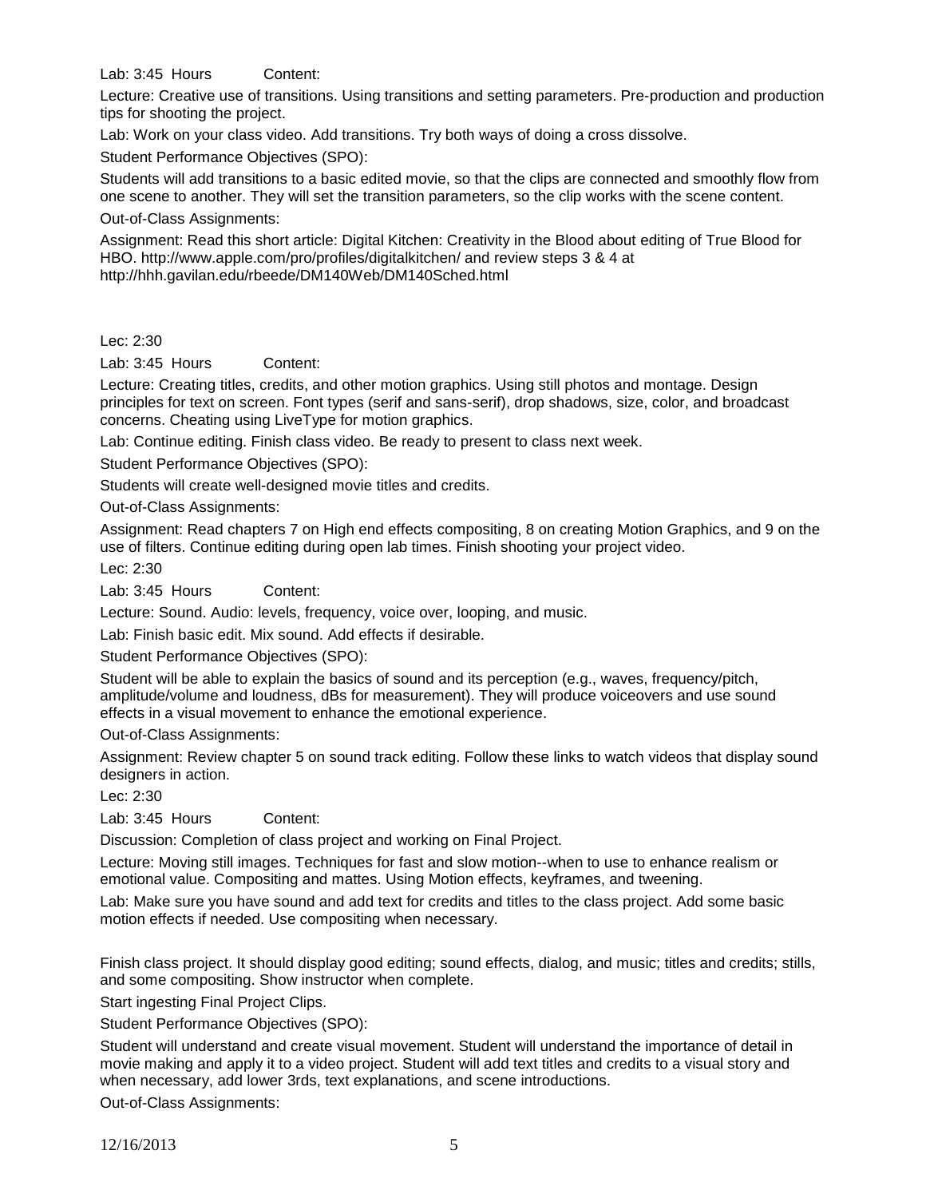Lab: 3:45 Hours Content:

Lecture: Creative use of transitions. Using transitions and setting parameters. Pre-production and production tips for shooting the project.

Lab: Work on your class video. Add transitions. Try both ways of doing a cross dissolve.

Student Performance Objectives (SPO):

Students will add transitions to a basic edited movie, so that the clips are connected and smoothly flow from one scene to another. They will set the transition parameters, so the clip works with the scene content.

Out-of-Class Assignments:

Assignment: Read this short article: Digital Kitchen: Creativity in the Blood about editing of True Blood for HBO. http://www.apple.com/pro/profiles/digitalkitchen/ and review steps 3 & 4 at http://hhh.gavilan.edu/rbeede/DM140Web/DM140Sched.html

Lec: 2:30

Lab: 3:45 Hours Content:

Lecture: Creating titles, credits, and other motion graphics. Using still photos and montage. Design principles for text on screen. Font types (serif and sans-serif), drop shadows, size, color, and broadcast concerns. Cheating using LiveType for motion graphics.

Lab: Continue editing. Finish class video. Be ready to present to class next week.

Student Performance Objectives (SPO):

Students will create well-designed movie titles and credits.

Out-of-Class Assignments:

Assignment: Read chapters 7 on High end effects compositing, 8 on creating Motion Graphics, and 9 on the use of filters. Continue editing during open lab times. Finish shooting your project video.

Lec: 2:30

Lab: 3:45 Hours Content:

Lecture: Sound. Audio: levels, frequency, voice over, looping, and music.

Lab: Finish basic edit. Mix sound. Add effects if desirable.

Student Performance Objectives (SPO):

Student will be able to explain the basics of sound and its perception (e.g., waves, frequency/pitch, amplitude/volume and loudness, dBs for measurement). They will produce voiceovers and use sound effects in a visual movement to enhance the emotional experience.

Out-of-Class Assignments:

Assignment: Review chapter 5 on sound track editing. Follow these links to watch videos that display sound designers in action.

Lec: 2:30

Lab: 3:45 Hours Content:

Discussion: Completion of class project and working on Final Project.

Lecture: Moving still images. Techniques for fast and slow motion--when to use to enhance realism or emotional value. Compositing and mattes. Using Motion effects, keyframes, and tweening.

Lab: Make sure you have sound and add text for credits and titles to the class project. Add some basic motion effects if needed. Use compositing when necessary.

Finish class project. It should display good editing; sound effects, dialog, and music; titles and credits; stills, and some compositing. Show instructor when complete.

Start ingesting Final Project Clips.

Student Performance Objectives (SPO):

Student will understand and create visual movement. Student will understand the importance of detail in movie making and apply it to a video project. Student will add text titles and credits to a visual story and when necessary, add lower 3rds, text explanations, and scene introductions.

Out-of-Class Assignments: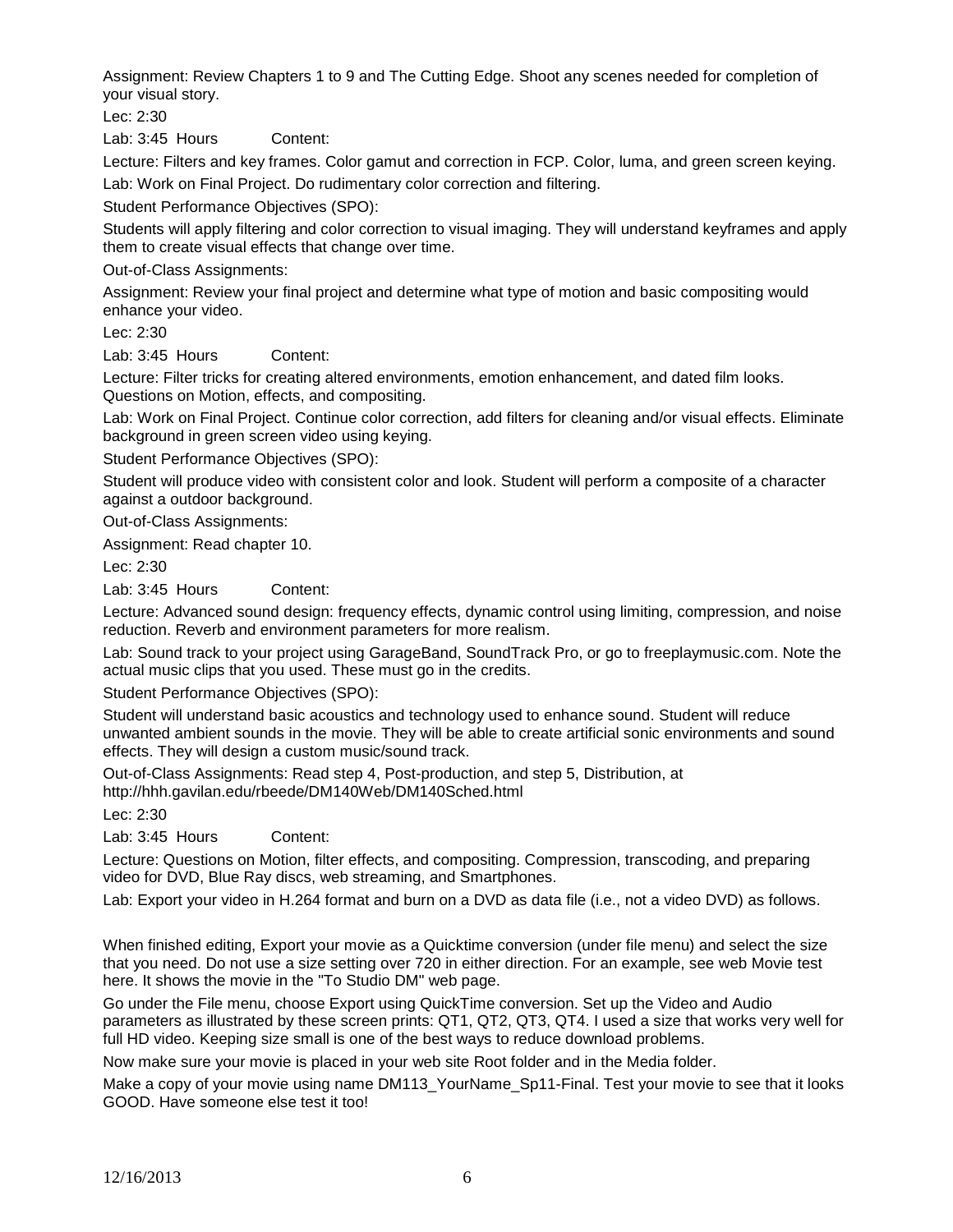Assignment: Review Chapters 1 to 9 and The Cutting Edge. Shoot any scenes needed for completion of your visual story.

Lec: 2:30

Lab: 3:45 Hours Content:

Lecture: Filters and key frames. Color gamut and correction in FCP. Color, luma, and green screen keying.

Lab: Work on Final Project. Do rudimentary color correction and filtering.

Student Performance Objectives (SPO):

Students will apply filtering and color correction to visual imaging. They will understand keyframes and apply them to create visual effects that change over time.

Out-of-Class Assignments:

Assignment: Review your final project and determine what type of motion and basic compositing would enhance your video.

Lec: 2:30

Lab: 3:45 Hours Content:

Lecture: Filter tricks for creating altered environments, emotion enhancement, and dated film looks. Questions on Motion, effects, and compositing.

Lab: Work on Final Project. Continue color correction, add filters for cleaning and/or visual effects. Eliminate background in green screen video using keying.

Student Performance Objectives (SPO):

Student will produce video with consistent color and look. Student will perform a composite of a character against a outdoor background.

Out-of-Class Assignments:

Assignment: Read chapter 10.

Lec: 2:30

Lab: 3:45 Hours Content:

Lecture: Advanced sound design: frequency effects, dynamic control using limiting, compression, and noise reduction. Reverb and environment parameters for more realism.

Lab: Sound track to your project using GarageBand, SoundTrack Pro, or go to freeplaymusic.com. Note the actual music clips that you used. These must go in the credits.

Student Performance Objectives (SPO):

Student will understand basic acoustics and technology used to enhance sound. Student will reduce unwanted ambient sounds in the movie. They will be able to create artificial sonic environments and sound effects. They will design a custom music/sound track.

Out-of-Class Assignments: Read step 4, Post-production, and step 5, Distribution, at http://hhh.gavilan.edu/rbeede/DM140Web/DM140Sched.html

Lec: 2:30

Lab: 3:45 Hours Content:

Lecture: Questions on Motion, filter effects, and compositing. Compression, transcoding, and preparing video for DVD, Blue Ray discs, web streaming, and Smartphones.

Lab: Export your video in H.264 format and burn on a DVD as data file (i.e., not a video DVD) as follows.

When finished editing, Export your movie as a Quicktime conversion (under file menu) and select the size that you need. Do not use a size setting over 720 in either direction. For an example, see web Movie test here. It shows the movie in the "To Studio DM" web page.

Go under the File menu, choose Export using QuickTime conversion. Set up the Video and Audio parameters as illustrated by these screen prints: QT1, QT2, QT3, QT4. I used a size that works very well for full HD video. Keeping size small is one of the best ways to reduce download problems.

Now make sure your movie is placed in your web site Root folder and in the Media folder.

Make a copy of your movie using name DM113_YourName_Sp11-Final. Test your movie to see that it looks GOOD. Have someone else test it too!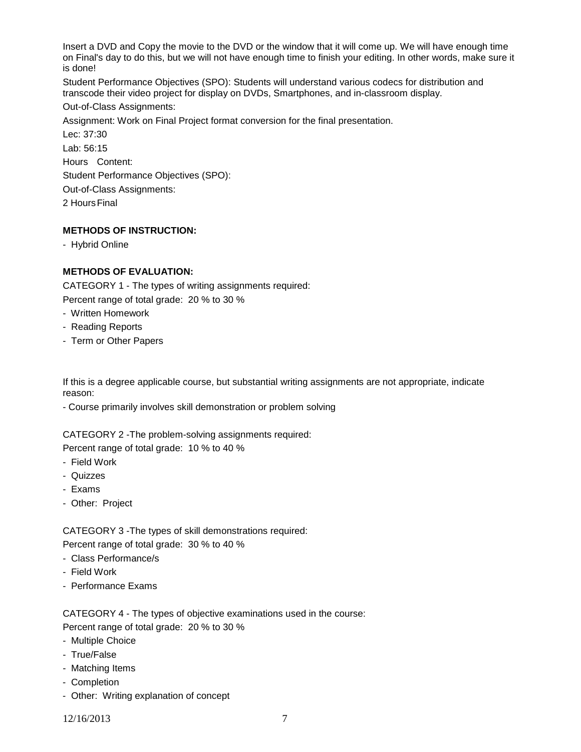Insert a DVD and Copy the movie to the DVD or the window that it will come up. We will have enough time on Final's day to do this, but we will not have enough time to finish your editing. In other words, make sure it is done!

Student Performance Objectives (SPO): Students will understand various codecs for distribution and transcode their video project for display on DVDs, Smartphones, and in-classroom display.

Out-of-Class Assignments:

Assignment: Work on Final Project format conversion for the final presentation.

Lec: 37:30

Lab: 56:15

Hours Content:

Student Performance Objectives (SPO):

Out-of-Class Assignments:

2 Hours Final

**METHODS OF INSTRUCTION:**

- Hybrid Online

**METHODS OF EVALUATION:**

CATEGORY 1 - The types of writing assignments required:

Percent range of total grade: 20 % to 30 %

- Written Homework
- Reading Reports
- Term or Other Papers

If this is a degree applicable course, but substantial writing assignments are not appropriate, indicate reason:

- Course primarily involves skill demonstration or problem solving

CATEGORY 2 -The problem-solving assignments required:

Percent range of total grade: 10 % to 40 %

- Field Work
- Quizzes
- Exams
- Other: Project

CATEGORY 3 -The types of skill demonstrations required:

Percent range of total grade: 30 % to 40 %

- Class Performance/s
- Field Work
- Performance Exams

CATEGORY 4 - The types of objective examinations used in the course:

Percent range of total grade: 20 % to 30 %

- Multiple Choice
- True/False
- Matching Items
- Completion
- Other: Writing explanation of concept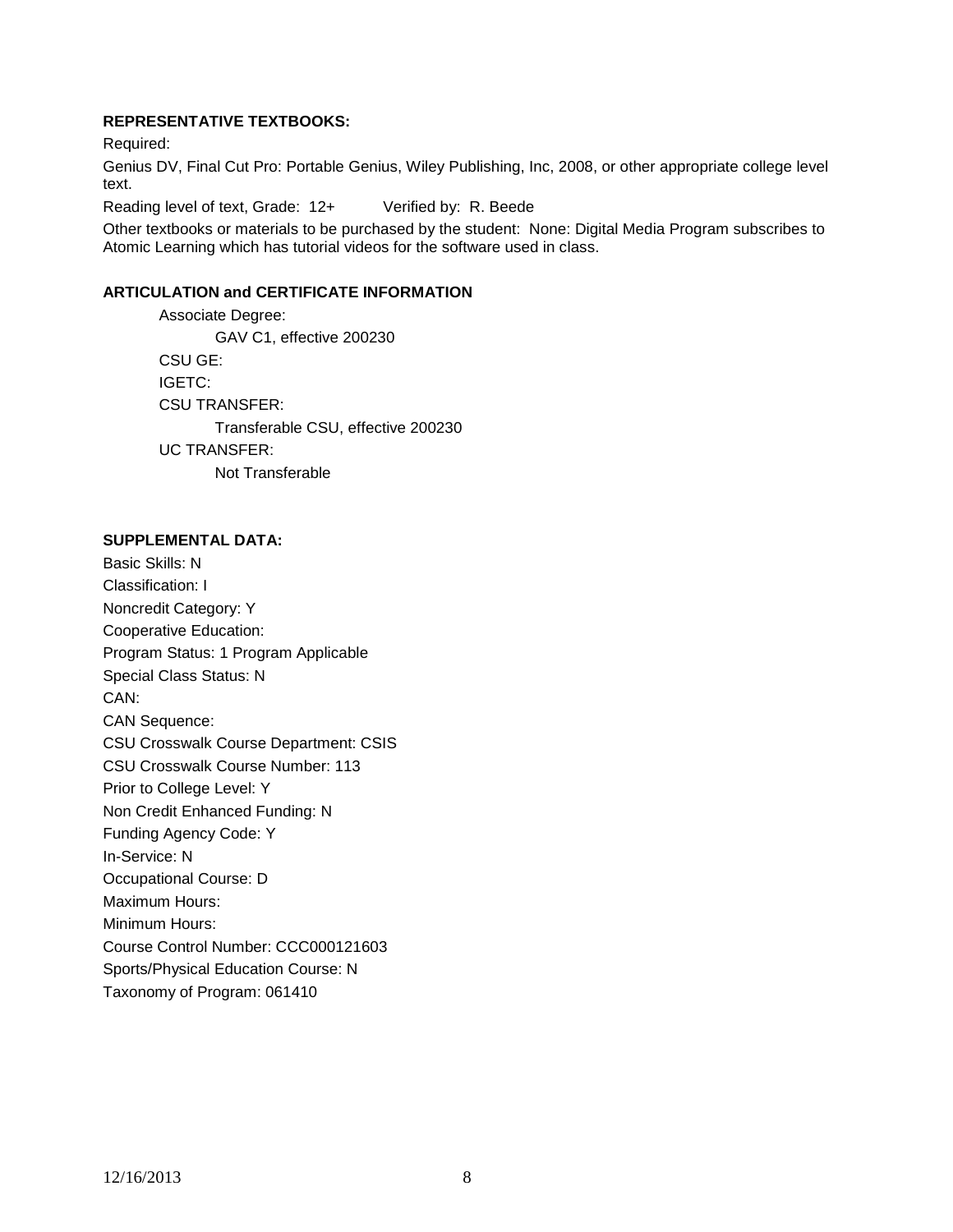**REPRESENTATIVE TEXTBOOKS:**

Required:

Genius DV, Final Cut Pro: Portable Genius, Wiley Publishing, Inc, 2008, or other appropriate college level text.

Reading level of text, Grade: 12+ Verified by: R. Beede

Other textbooks or materials to be purchased by the student: None: Digital Media Program subscribes to Atomic Learning which has tutorial videos for the software used in class.

**ARTICULATION and CERTIFICATE INFORMATION**

Associate Degree:

GAV C1, effective 200230

CSU GE:

IGETC:

CSU TRANSFER:

Transferable CSU, effective 200230

UC TRANSFER:

Not Transferable

**SUPPLEMENTAL DATA:**

Basic Skills: N

Classification: I

Noncredit Category: Y

Cooperative Education:

Program Status: 1 Program Applicable

Special Class Status: N

CAN:

CAN Sequence:

CSU Crosswalk Course Department: CSIS

CSU Crosswalk Course Number: 113

Prior to College Level: Y

Non Credit Enhanced Funding: N

Funding Agency Code: Y

In-Service: N

Occupational Course: D

Maximum Hours:

Minimum Hours:

Course Control Number: CCC000121603

Sports/Physical Education Course: N

Taxonomy of Program: 061410